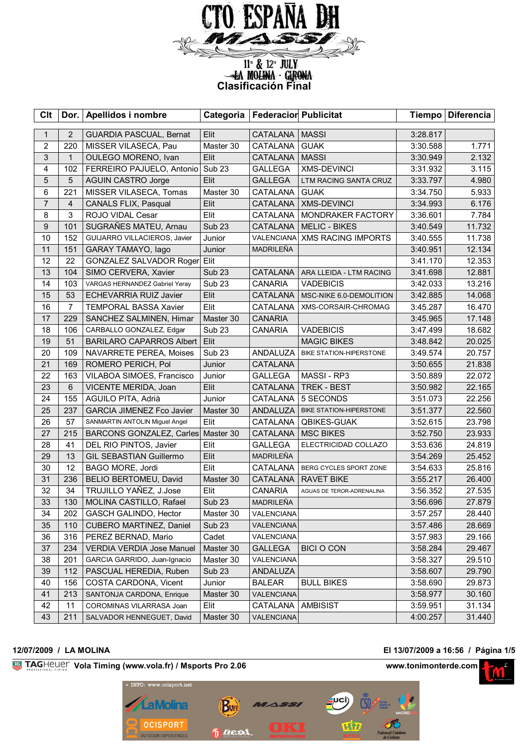# CTO. ESPAÑA DH

MASSI

11TH & 12TH JULY

LA MOLINA · GIRONA

## Clasificación Final

| Clt | Dor. | Apellidos i nombre | Categoria | Federacion | Publicitat | Tiempo | Diferencia |
|---|---|---|---|---|---|---|---|
| 1 | 2 | GUARDIA PASCUAL, Bernat | Elit | CATALANA | MASSI | 3:28.817 | |
| 2 | 220 | MISSER VILASECA, Pau | Master 30 | CATALANA | GUAK | 3:30.588 | 1.771 |
| 3 | 1 | OULEGO MORENO, Ivan | Elit | CATALANA | MASSI | 3:30.949 | 2.132 |
| 4 | 102 | FERREIRO PAJUELO, Antonio | Sub 23 | GALLEGA | XMS-DEVINCI | 3:31.932 | 3.115 |
| 5 | 5 | AGUIN CASTRO Jorge | Elit | GALLEGA | LTM RACING SANTA CRUZ | 3:33.797 | 4.980 |
| 6 | 221 | MISSER VILASECA, Tomas | Master 30 | CATALANA | GUAK | 3:34.750 | 5.933 |
| 7 | 4 | CANALS FLIX, Pasqual | Elit | CATALANA | XMS-DEVINCI | 3:34.993 | 6.176 |
| 8 | 3 | ROJO VIDAL Cesar | Elit | CATALANA | MONDRAKER FACTORY | 3:36.601 | 7.784 |
| 9 | 101 | SUGRAÑES MATEU, Arnau | Sub 23 | CATALANA | MELIC - BIKES | 3:40.549 | 11.732 |
| 10 | 152 | GUIJARRO VILLACIEROS, Javier | Junior | VALENCIANA | XMS RACING IMPORTS | 3:40.555 | 11.738 |
| 11 | 151 | GARAY TAMAYO, Iago | Junior | MADRILEÑA | | 3:40.951 | 12.134 |
| 12 | 22 | GONZALEZ SALVADOR Roger | Elit | | | 3:41.170 | 12.353 |
| 13 | 104 | SIMO CERVERA, Xavier | Sub 23 | CATALANA | ARA LLEIDA - LTM RACING | 3:41.698 | 12.881 |
| 14 | 103 | VARGAS HERNANDEZ Gabriel Yeray | Sub 23 | CANARIA | VADEBICIS | 3:42.033 | 13.216 |
| 15 | 53 | ECHEVARRIA RUIZ Javier | Elit | CATALANA | MSC-NIKE 6.0-DEMOLITION | 3:42.885 | 14.068 |
| 16 | 7 | TEMPORAL BASSA Xavier | Elit | CATALANA | XMS-CORSAIR-CHROMAG | 3:45.287 | 16.470 |
| 17 | 229 | SANCHEZ SALMINEN, Himar | Master 30 | CANARIA | | 3:45.965 | 17.148 |
| 18 | 106 | CARBALLO GONZALEZ, Edgar | Sub 23 | CANARIA | VADEBICIS | 3:47.499 | 18.682 |
| 19 | 51 | BARILARO CAPARROS Albert | Elit | | MAGIC BIKES | 3:48.842 | 20.025 |
| 20 | 109 | NAVARRETE PEREA, Moises | Sub 23 | ANDALUZA | BIKE STATION-HIPERSTONE | 3:49.574 | 20.757 |
| 21 | 169 | ROMERO PERICH, Pol | Junior | CATALANA | | 3:50.655 | 21.838 |
| 22 | 163 | VILABOA SIMOES, Francisco | Junior | GALLEGA | MASSI - RP3 | 3:50.889 | 22.072 |
| 23 | 6 | VICENTE MERIDA, Joan | Elit | CATALANA | TREK - BEST | 3:50.982 | 22.165 |
| 24 | 155 | AGUILO PITA, Adrià | Junior | CATALANA | 5 SECONDS | 3:51.073 | 22.256 |
| 25 | 237 | GARCIA JIMENEZ Fco Javier | Master 30 | ANDALUZA | BIKE STATION-HIPERSTONE | 3:51.377 | 22.560 |
| 26 | 57 | SANMARTIN ANTOLIN Miguel Angel | Elit | CATALANA | QBIKES-GUAK | 3:52.615 | 23.798 |
| 27 | 215 | BARCONS GONZALEZ, Carles | Master 30 | CATALANA | MSC BIKES | 3:52.750 | 23.933 |
| 28 | 41 | DEL RIO PINTOS, Javier | Elit | GALLEGA | ELECTRICIDAD COLLAZO | 3:53.636 | 24.819 |
| 29 | 13 | GIL SEBASTIAN Guillermo | Elit | MADRILEÑA | | 3:54.269 | 25.452 |
| 30 | 12 | BAGO MORE, Jordi | Elit | CATALANA | BERG CYCLES SPORT ZONE | 3:54.633 | 25.816 |
| 31 | 236 | BELIO BERTOMEU, David | Master 30 | CATALANA | RAVET BIKE | 3:55.217 | 26.400 |
| 32 | 34 | TRUJILLO YAÑEZ, J.Jose | Elit | CANARIA | AGUAS DE TEROR-ADRENALINA | 3:56.352 | 27.535 |
| 33 | 130 | MOLINA CASTILLO, Rafael | Sub 23 | MADRILEÑA | | 3:56.696 | 27.879 |
| 34 | 202 | GASCH GALINDO, Hector | Master 30 | VALENCIANA | | 3:57.257 | 28.440 |
| 35 | 110 | CUBERO MARTINEZ, Daniel | Sub 23 | VALENCIANA | | 3:57.486 | 28.669 |
| 36 | 316 | PEREZ BERNAD, Mario | Cadet | VALENCIANA | | 3:57.983 | 29.166 |
| 37 | 234 | VERDIA VERDIA Jose Manuel | Master 30 | GALLEGA | BICI O CON | 3:58.284 | 29.467 |
| 38 | 201 | GARCIA GARRIDO, Juan-Ignacio | Master 30 | VALENCIANA | | 3:58.327 | 29.510 |
| 39 | 112 | PASCUAL HEREDIA, Ruben | Sub 23 | ANDALUZA | | 3:58.607 | 29.790 |
| 40 | 156 | COSTA CARDONA, Vicent | Junior | BALEAR | BULL BIKES | 3:58.690 | 29.873 |
| 41 | 213 | SANTONJA CARDONA, Enrique | Master 30 | VALENCIANA | | 3:58.977 | 30.160 |
| 42 | 11 | COROMINAS VILARRASA Joan | Elit | CATALANA | AMBISIST | 3:59.951 | 31.134 |
| 43 | 211 | SALVADOR HENNEGUET, David | Master 30 | VALENCIANA | | 4:00.257 | 31.440 |

12/07/2009 / LA MOLINA — El 13/07/2009 a 16:56

TAG Heuer Vola Timing (www.vola.fr) / Msports Pro 2.06 — www.tonimonterde.com

+ INFO: www.ocisport.net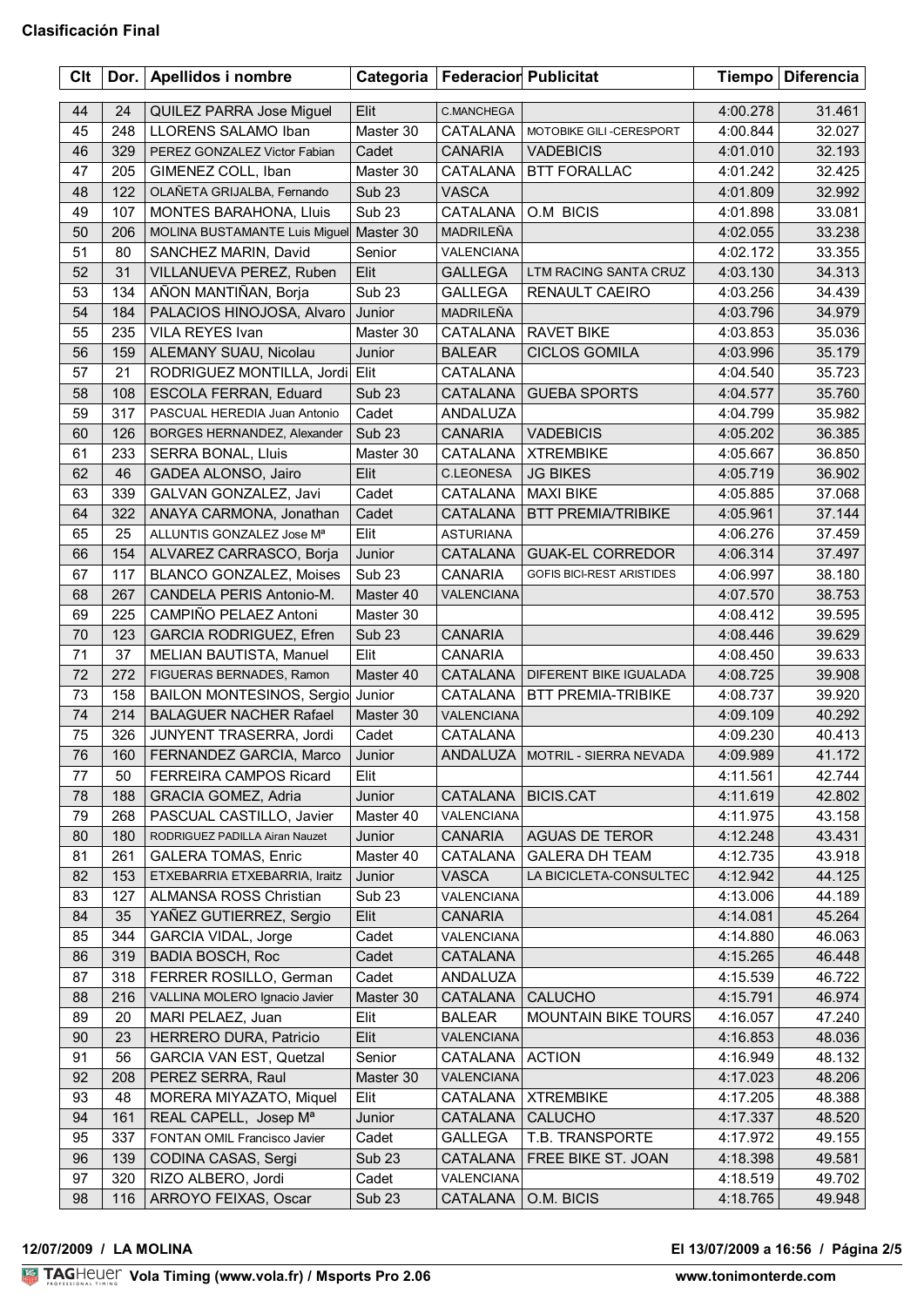**Clasificación Final**

| Clt | Dor. | Apellidos i nombre | Categoria | Federacion | Publicitat | Tiempo | Diferencia |
|---|---|---|---|---|---|---|---|
| 44 | 24 | QUILEZ PARRA Jose Miguel | Elit | C.MANCHEGA | | 4:00.278 | 31.461 |
| 45 | 248 | LLORENS SALAMO Iban | Master 30 | CATALANA | MOTOBIKE GILI -CERESPORT | 4:00.844 | 32.027 |
| 46 | 329 | PEREZ GONZALEZ Victor Fabian | Cadet | CANARIA | VADEBICIS | 4:01.010 | 32.193 |
| 47 | 205 | GIMENEZ COLL, Iban | Master 30 | CATALANA | BTT FORALLAC | 4:01.242 | 32.425 |
| 48 | 122 | OLAÑETA GRIJALBA, Fernando | Sub 23 | VASCA | | 4:01.809 | 32.992 |
| 49 | 107 | MONTES BARAHONA, Lluis | Sub 23 | CATALANA | O.M BICIS | 4:01.898 | 33.081 |
| 50 | 206 | MOLINA BUSTAMANTE Luis Miguel | Master 30 | MADRILEÑA | | 4:02.055 | 33.238 |
| 51 | 80 | SANCHEZ MARIN, David | Senior | VALENCIANA | | 4:02.172 | 33.355 |
| 52 | 31 | VILLANUEVA PEREZ, Ruben | Elit | GALLEGA | LTM RACING SANTA CRUZ | 4:03.130 | 34.313 |
| 53 | 134 | AÑON MANTIÑAN, Borja | Sub 23 | GALLEGA | RENAULT CAEIRO | 4:03.256 | 34.439 |
| 54 | 184 | PALACIOS HINOJOSA, Alvaro | Junior | MADRILEÑA | | 4:03.796 | 34.979 |
| 55 | 235 | VILA REYES Ivan | Master 30 | CATALANA | RAVET BIKE | 4:03.853 | 35.036 |
| 56 | 159 | ALEMANY SUAU, Nicolau | Junior | BALEAR | CICLOS GOMILA | 4:03.996 | 35.179 |
| 57 | 21 | RODRIGUEZ MONTILLA, Jordi | Elit | CATALANA | | 4:04.540 | 35.723 |
| 58 | 108 | ESCOLA FERRAN, Eduard | Sub 23 | CATALANA | GUEBA SPORTS | 4:04.577 | 35.760 |
| 59 | 317 | PASCUAL HEREDIA Juan Antonio | Cadet | ANDALUZA | | 4:04.799 | 35.982 |
| 60 | 126 | BORGES HERNANDEZ, Alexander | Sub 23 | CANARIA | VADEBICIS | 4:05.202 | 36.385 |
| 61 | 233 | SERRA BONAL, Lluis | Master 30 | CATALANA | XTREMBIKE | 4:05.667 | 36.850 |
| 62 | 46 | GADEA ALONSO, Jairo | Elit | C.LEONESA | JG BIKES | 4:05.719 | 36.902 |
| 63 | 339 | GALVAN GONZALEZ, Javi | Cadet | CATALANA | MAXI BIKE | 4:05.885 | 37.068 |
| 64 | 322 | ANAYA CARMONA, Jonathan | Cadet | CATALANA | BTT PREMIA/TRIBIKE | 4:05.961 | 37.144 |
| 65 | 25 | ALLUNTIS GONZALEZ Jose Mª | Elit | ASTURIANA | | 4:06.276 | 37.459 |
| 66 | 154 | ALVAREZ CARRASCO, Borja | Junior | CATALANA | GUAK-EL CORREDOR | 4:06.314 | 37.497 |
| 67 | 117 | BLANCO GONZALEZ, Moises | Sub 23 | CANARIA | GOFIS BICI-REST ARISTIDES | 4:06.997 | 38.180 |
| 68 | 267 | CANDELA PERIS Antonio-M. | Master 40 | VALENCIANA | | 4:07.570 | 38.753 |
| 69 | 225 | CAMPIÑO PELAEZ Antoni | Master 30 | | | 4:08.412 | 39.595 |
| 70 | 123 | GARCIA RODRIGUEZ, Efren | Sub 23 | CANARIA | | 4:08.446 | 39.629 |
| 71 | 37 | MELIAN BAUTISTA, Manuel | Elit | CANARIA | | 4:08.450 | 39.633 |
| 72 | 272 | FIGUERAS BERNADES, Ramon | Master 40 | CATALANA | DIFERENT BIKE IGUALADA | 4:08.725 | 39.908 |
| 73 | 158 | BAILON MONTESINOS, Sergio | Junior | CATALANA | BTT PREMIA-TRIBIKE | 4:08.737 | 39.920 |
| 74 | 214 | BALAGUER NACHER Rafael | Master 30 | VALENCIANA | | 4:09.109 | 40.292 |
| 75 | 326 | JUNYENT TRASERRA, Jordi | Cadet | CATALANA | | 4:09.230 | 40.413 |
| 76 | 160 | FERNANDEZ GARCIA, Marco | Junior | ANDALUZA | MOTRIL - SIERRA NEVADA | 4:09.989 | 41.172 |
| 77 | 50 | FERREIRA CAMPOS Ricard | Elit | | | 4:11.561 | 42.744 |
| 78 | 188 | GRACIA GOMEZ, Adria | Junior | CATALANA | BICIS.CAT | 4:11.619 | 42.802 |
| 79 | 268 | PASCUAL CASTILLO, Javier | Master 40 | VALENCIANA | | 4:11.975 | 43.158 |
| 80 | 180 | RODRIGUEZ PADILLA Airan Nauzet | Junior | CANARIA | AGUAS DE TEROR | 4:12.248 | 43.431 |
| 81 | 261 | GALERA TOMAS, Enric | Master 40 | CATALANA | GALERA DH TEAM | 4:12.735 | 43.918 |
| 82 | 153 | ETXEBARRIA ETXEBARRIA, Iraitz | Junior | VASCA | LA BICICLETA-CONSULTEC | 4:12.942 | 44.125 |
| 83 | 127 | ALMANSA ROSS Christian | Sub 23 | VALENCIANA | | 4:13.006 | 44.189 |
| 84 | 35 | YAÑEZ GUTIERREZ, Sergio | Elit | CANARIA | | 4:14.081 | 45.264 |
| 85 | 344 | GARCIA VIDAL, Jorge | Cadet | VALENCIANA | | 4:14.880 | 46.063 |
| 86 | 319 | BADIA BOSCH, Roc | Cadet | CATALANA | | 4:15.265 | 46.448 |
| 87 | 318 | FERRER ROSILLO, German | Cadet | ANDALUZA | | 4:15.539 | 46.722 |
| 88 | 216 | VALLINA MOLERO Ignacio Javier | Master 30 | CATALANA | CALUCHO | 4:15.791 | 46.974 |
| 89 | 20 | MARI PELAEZ, Juan | Elit | BALEAR | MOUNTAIN BIKE TOURS | 4:16.057 | 47.240 |
| 90 | 23 | HERRERO DURA, Patricio | Elit | VALENCIANA | | 4:16.853 | 48.036 |
| 91 | 56 | GARCIA VAN EST, Quetzal | Senior | CATALANA | ACTION | 4:16.949 | 48.132 |
| 92 | 208 | PEREZ SERRA, Raul | Master 30 | VALENCIANA | | 4:17.023 | 48.206 |
| 93 | 48 | MORERA MIYAZATO, Miquel | Elit | CATALANA | XTREMBIKE | 4:17.205 | 48.388 |
| 94 | 161 | REAL CAPELL, Josep Mª | Junior | CATALANA | CALUCHO | 4:17.337 | 48.520 |
| 95 | 337 | FONTAN OMIL Francisco Javier | Cadet | GALLEGA | T.B. TRANSPORTE | 4:17.972 | 49.155 |
| 96 | 139 | CODINA CASAS, Sergi | Sub 23 | CATALANA | FREE BIKE ST. JOAN | 4:18.398 | 49.581 |
| 97 | 320 | RIZO ALBERO, Jordi | Cadet | VALENCIANA | | 4:18.519 | 49.702 |
| 98 | 116 | ARROYO FEIXAS, Oscar | Sub 23 | CATALANA | O.M. BICIS | 4:18.765 | 49.948 |

**12/07/2009 / LA MOLINA** — **El 13/07/2009 a 16:56**

**Vola Timing (www.vola.fr) / Msports Pro 2.06** — **www.tonimonterde.com**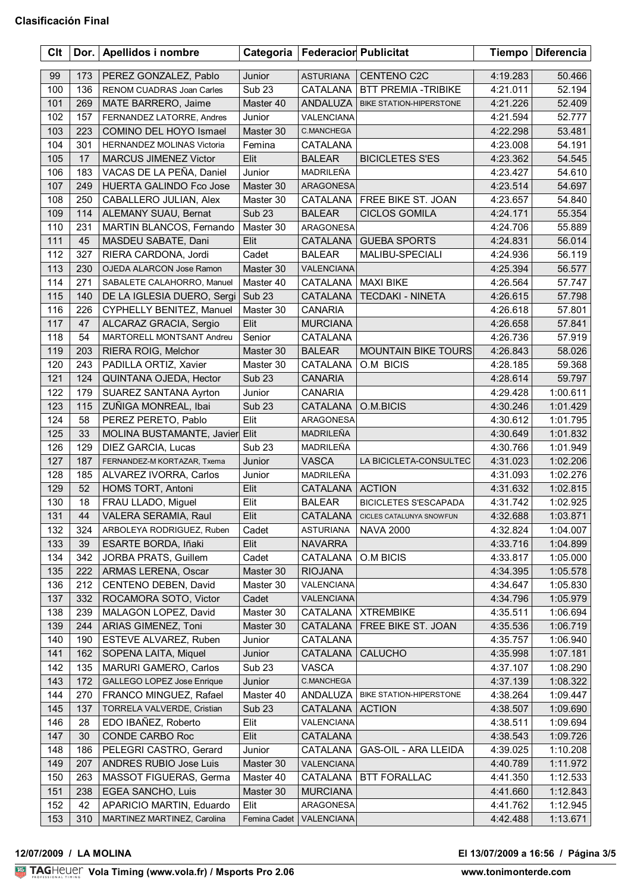**Clasificación Final**

| Clt | Dor. | Apellidos i nombre | Categoria | Federacion | Publicitat | Tiempo | Diferencia |
|---|---|---|---|---|---|---|---|
| 99 | 173 | PEREZ GONZALEZ, Pablo | Junior | ASTURIANA | CENTENO C2C | 4:19.283 | 50.466 |
| 100 | 136 | RENOM CUADRAS Joan Carles | Sub 23 | CATALANA | BTT PREMIA -TRIBIKE | 4:21.011 | 52.194 |
| 101 | 269 | MATE BARRERO, Jaime | Master 40 | ANDALUZA | BIKE STATION-HIPERSTONE | 4:21.226 | 52.409 |
| 102 | 157 | FERNANDEZ LATORRE, Andres | Junior | VALENCIANA | | 4:21.594 | 52.777 |
| 103 | 223 | COMINO DEL HOYO Ismael | Master 30 | C.MANCHEGA | | 4:22.298 | 53.481 |
| 104 | 301 | HERNANDEZ MOLINAS Victoria | Femina | CATALANA | | 4:23.008 | 54.191 |
| 105 | 17 | MARCUS JIMENEZ Victor | Elit | BALEAR | BICICLETES S'ES | 4:23.362 | 54.545 |
| 106 | 183 | VACAS DE LA PEÑA, Daniel | Junior | MADRILEÑA | | 4:23.427 | 54.610 |
| 107 | 249 | HUERTA GALINDO Fco Jose | Master 30 | ARAGONESA | | 4:23.514 | 54.697 |
| 108 | 250 | CABALLERO JULIAN, Alex | Master 30 | CATALANA | FREE BIKE ST. JOAN | 4:23.657 | 54.840 |
| 109 | 114 | ALEMANY SUAU, Bernat | Sub 23 | BALEAR | CICLOS GOMILA | 4:24.171 | 55.354 |
| 110 | 231 | MARTIN BLANCOS, Fernando | Master 30 | ARAGONESA | | 4:24.706 | 55.889 |
| 111 | 45 | MASDEU SABATE, Dani | Elit | CATALANA | GUEBA SPORTS | 4:24.831 | 56.014 |
| 112 | 327 | RIERA CARDONA, Jordi | Cadet | BALEAR | MALIBU-SPECIALI | 4:24.936 | 56.119 |
| 113 | 230 | OJEDA ALARCON Jose Ramon | Master 30 | VALENCIANA | | 4:25.394 | 56.577 |
| 114 | 271 | SABALETE CALAHORRO, Manuel | Master 40 | CATALANA | MAXI BIKE | 4:26.564 | 57.747 |
| 115 | 140 | DE LA IGLESIA DUERO, Sergi | Sub 23 | CATALANA | TECDAKI - NINETA | 4:26.615 | 57.798 |
| 116 | 226 | CYPHELLY BENITEZ, Manuel | Master 30 | CANARIA | | 4:26.618 | 57.801 |
| 117 | 47 | ALCARAZ GRACIA, Sergio | Elit | MURCIANA | | 4:26.658 | 57.841 |
| 118 | 54 | MARTORELL MONTSANT Andreu | Senior | CATALANA | | 4:26.736 | 57.919 |
| 119 | 203 | RIERA ROIG, Melchor | Master 30 | BALEAR | MOUNTAIN BIKE TOURS | 4:26.843 | 58.026 |
| 120 | 243 | PADILLA ORTIZ, Xavier | Master 30 | CATALANA | O.M BICIS | 4:28.185 | 59.368 |
| 121 | 124 | QUINTANA OJEDA, Hector | Sub 23 | CANARIA | | 4:28.614 | 59.797 |
| 122 | 179 | SUAREZ SANTANA Ayrton | Junior | CANARIA | | 4:29.428 | 1:00.611 |
| 123 | 115 | ZUÑIGA MONREAL, Ibai | Sub 23 | CATALANA | O.M.BICIS | 4:30.246 | 1:01.429 |
| 124 | 58 | PEREZ PERETO, Pablo | Elit | ARAGONESA | | 4:30.612 | 1:01.795 |
| 125 | 33 | MOLINA BUSTAMANTE, Javier | Elit | MADRILEÑA | | 4:30.649 | 1:01.832 |
| 126 | 129 | DIEZ GARCIA, Lucas | Sub 23 | MADRILEÑA | | 4:30.766 | 1:01.949 |
| 127 | 187 | FERNANDEZ-M KORTAZAR, Txema | Junior | VASCA | LA BICICLETA-CONSULTEC | 4:31.023 | 1:02.206 |
| 128 | 185 | ALVAREZ IVORRA, Carlos | Junior | MADRILEÑA | | 4:31.093 | 1:02.276 |
| 129 | 52 | HOMS TORT, Antoni | Elit | CATALANA | ACTION | 4:31.632 | 1:02.815 |
| 130 | 18 | FRAU LLADO, Miguel | Elit | BALEAR | BICICLETES S'ESCAPADA | 4:31.742 | 1:02.925 |
| 131 | 44 | VALERA SERAMIA, Raul | Elit | CATALANA | CICLES CATALUNYA SNOWFUN | 4:32.688 | 1:03.871 |
| 132 | 324 | ARBOLEYA RODRIGUEZ, Ruben | Cadet | ASTURIANA | NAVA 2000 | 4:32.824 | 1:04.007 |
| 133 | 39 | ESARTE BORDA, Iñaki | Elit | NAVARRA | | 4:33.716 | 1:04.899 |
| 134 | 342 | JORBA PRATS, Guillem | Cadet | CATALANA | O.M BICIS | 4:33.817 | 1:05.000 |
| 135 | 222 | ARMAS LERENA, Oscar | Master 30 | RIOJANA | | 4:34.395 | 1:05.578 |
| 136 | 212 | CENTENO DEBEN, David | Master 30 | VALENCIANA | | 4:34.647 | 1:05.830 |
| 137 | 332 | ROCAMORA SOTO, Victor | Cadet | VALENCIANA | | 4:34.796 | 1:05.979 |
| 138 | 239 | MALAGON LOPEZ, David | Master 30 | CATALANA | XTREMBIKE | 4:35.511 | 1:06.694 |
| 139 | 244 | ARIAS GIMENEZ, Toni | Master 30 | CATALANA | FREE BIKE ST. JOAN | 4:35.536 | 1:06.719 |
| 140 | 190 | ESTEVE ALVAREZ, Ruben | Junior | CATALANA | | 4:35.757 | 1:06.940 |
| 141 | 162 | SOPENA LAITA, Miquel | Junior | CATALANA | CALUCHO | 4:35.998 | 1:07.181 |
| 142 | 135 | MARURI GAMERO, Carlos | Sub 23 | VASCA | | 4:37.107 | 1:08.290 |
| 143 | 172 | GALLEGO LOPEZ Jose Enrique | Junior | C.MANCHEGA | | 4:37.139 | 1:08.322 |
| 144 | 270 | FRANCO MINGUEZ, Rafael | Master 40 | ANDALUZA | BIKE STATION-HIPERSTONE | 4:38.264 | 1:09.447 |
| 145 | 137 | TORRELA VALVERDE, Cristian | Sub 23 | CATALANA | ACTION | 4:38.507 | 1:09.690 |
| 146 | 28 | EDO IBAÑEZ, Roberto | Elit | VALENCIANA | | 4:38.511 | 1:09.694 |
| 147 | 30 | CONDE CARBO Roc | Elit | CATALANA | | 4:38.543 | 1:09.726 |
| 148 | 186 | PELEGRI CASTRO, Gerard | Junior | CATALANA | GAS-OIL - ARA LLEIDA | 4:39.025 | 1:10.208 |
| 149 | 207 | ANDRES RUBIO Jose Luis | Master 30 | VALENCIANA | | 4:40.789 | 1:11.972 |
| 150 | 263 | MASSOT FIGUERAS, Germa | Master 40 | CATALANA | BTT FORALLAC | 4:41.350 | 1:12.533 |
| 151 | 238 | EGEA SANCHO, Luis | Master 30 | MURCIANA | | 4:41.660 | 1:12.843 |
| 152 | 42 | APARICIO MARTIN, Eduardo | Elit | ARAGONESA | | 4:41.762 | 1:12.945 |
| 153 | 310 | MARTINEZ MARTINEZ, Carolina | Femina Cadet | VALENCIANA | | 4:42.488 | 1:13.671 |

**12/07/2009 / LA MOLINA** **El 13/07/2009 a 16:56**

TAGHeuer **Vola Timing (www.vola.fr) / Msports Pro 2.06** www.tonimonterde.com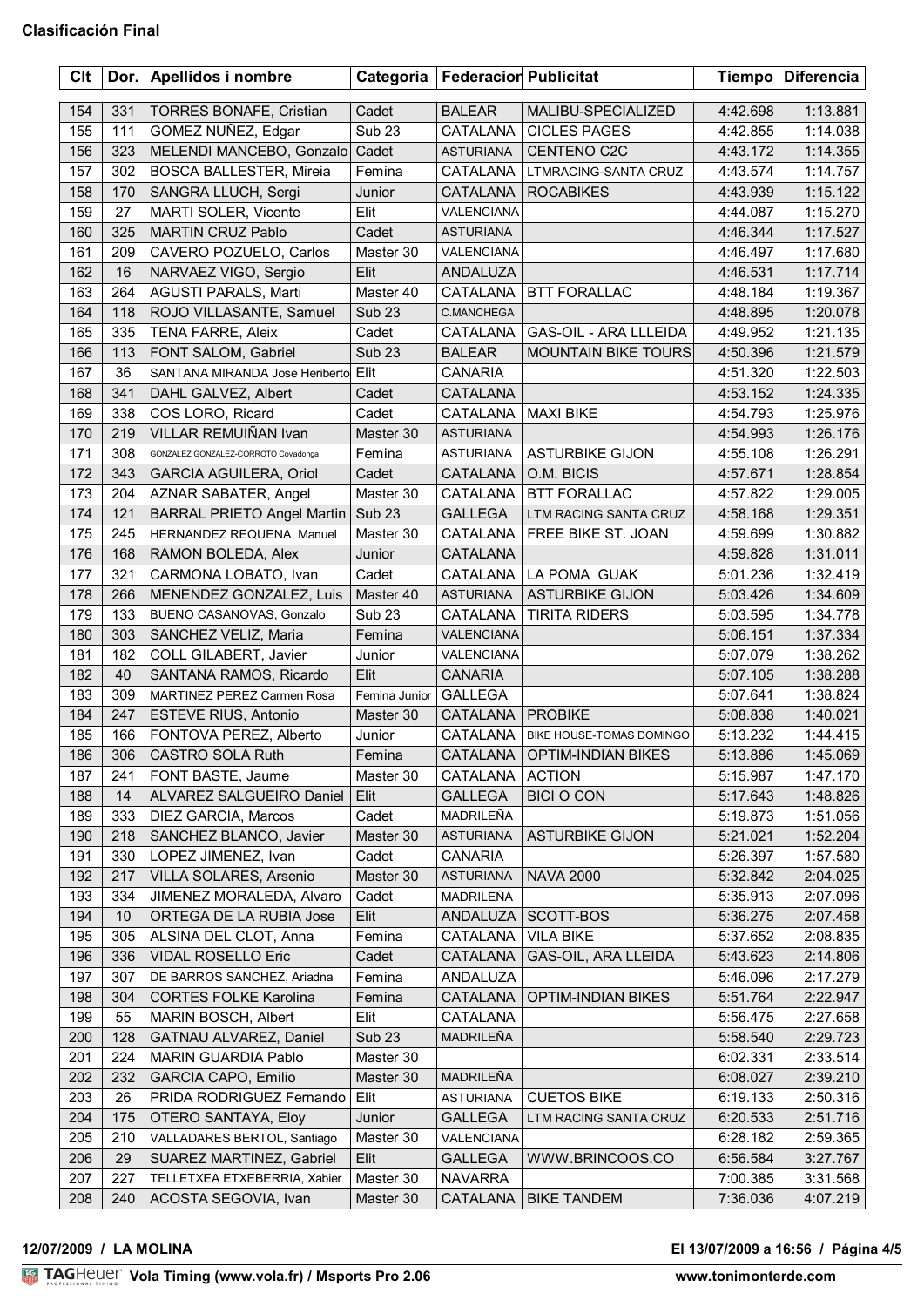**Clasificación Final**

| Clt | Dor. | Apellidos i nombre | Categoria | Federacion | Publicitat | Tiempo | Diferencia |
|---|---|---|---|---|---|---|---|
| 154 | 331 | TORRES BONAFE, Cristian | Cadet | BALEAR | MALIBU-SPECIALIZED | 4:42.698 | 1:13.881 |
| 155 | 111 | GOMEZ NUÑEZ, Edgar | Sub 23 | CATALANA | CICLES PAGES | 4:42.855 | 1:14.038 |
| 156 | 323 | MELENDI MANCEBO, Gonzalo | Cadet | ASTURIANA | CENTENO C2C | 4:43.172 | 1:14.355 |
| 157 | 302 | BOSCA BALLESTER, Mireia | Femina | CATALANA | LTMRACING-SANTA CRUZ | 4:43.574 | 1:14.757 |
| 158 | 170 | SANGRA LLUCH, Sergi | Junior | CATALANA | ROCABIKES | 4:43.939 | 1:15.122 |
| 159 | 27 | MARTI SOLER, Vicente | Elit | VALENCIANA | | 4:44.087 | 1:15.270 |
| 160 | 325 | MARTIN CRUZ Pablo | Cadet | ASTURIANA | | 4:46.344 | 1:17.527 |
| 161 | 209 | CAVERO POZUELO, Carlos | Master 30 | VALENCIANA | | 4:46.497 | 1:17.680 |
| 162 | 16 | NARVAEZ VIGO, Sergio | Elit | ANDALUZA | | 4:46.531 | 1:17.714 |
| 163 | 264 | AGUSTI PARALS, Marti | Master 40 | CATALANA | BTT FORALLAC | 4:48.184 | 1:19.367 |
| 164 | 118 | ROJO VILLASANTE, Samuel | Sub 23 | C.MANCHEGA | | 4:48.895 | 1:20.078 |
| 165 | 335 | TENA FARRE, Aleix | Cadet | CATALANA | GAS-OIL - ARA LLLEIDA | 4:49.952 | 1:21.135 |
| 166 | 113 | FONT SALOM, Gabriel | Sub 23 | BALEAR | MOUNTAIN BIKE TOURS | 4:50.396 | 1:21.579 |
| 167 | 36 | SANTANA MIRANDA Jose Heriberto | Elit | CANARIA | | 4:51.320 | 1:22.503 |
| 168 | 341 | DAHL GALVEZ, Albert | Cadet | CATALANA | | 4:53.152 | 1:24.335 |
| 169 | 338 | COS LORO, Ricard | Cadet | CATALANA | MAXI BIKE | 4:54.793 | 1:25.976 |
| 170 | 219 | VILLAR REMUIÑAN Ivan | Master 30 | ASTURIANA | | 4:54.993 | 1:26.176 |
| 171 | 308 | GONZALEZ GONZALEZ-CORROTO Covadonga | Femina | ASTURIANA | ASTURBIKE GIJON | 4:55.108 | 1:26.291 |
| 172 | 343 | GARCIA AGUILERA, Oriol | Cadet | CATALANA | O.M. BICIS | 4:57.671 | 1:28.854 |
| 173 | 204 | AZNAR SABATER, Angel | Master 30 | CATALANA | BTT FORALLAC | 4:57.822 | 1:29.005 |
| 174 | 121 | BARRAL PRIETO Angel Martin | Sub 23 | GALLEGA | LTM RACING SANTA CRUZ | 4:58.168 | 1:29.351 |
| 175 | 245 | HERNANDEZ REQUENA, Manuel | Master 30 | CATALANA | FREE BIKE ST. JOAN | 4:59.699 | 1:30.882 |
| 176 | 168 | RAMON BOLEDA, Alex | Junior | CATALANA | | 4:59.828 | 1:31.011 |
| 177 | 321 | CARMONA LOBATO, Ivan | Cadet | CATALANA | LA POMA GUAK | 5:01.236 | 1:32.419 |
| 178 | 266 | MENENDEZ GONZALEZ, Luis | Master 40 | ASTURIANA | ASTURBIKE GIJON | 5:03.426 | 1:34.609 |
| 179 | 133 | BUENO CASANOVAS, Gonzalo | Sub 23 | CATALANA | TIRITA RIDERS | 5:03.595 | 1:34.778 |
| 180 | 303 | SANCHEZ VELIZ, Maria | Femina | VALENCIANA | | 5:06.151 | 1:37.334 |
| 181 | 182 | COLL GILABERT, Javier | Junior | VALENCIANA | | 5:07.079 | 1:38.262 |
| 182 | 40 | SANTANA RAMOS, Ricardo | Elit | CANARIA | | 5:07.105 | 1:38.288 |
| 183 | 309 | MARTINEZ PEREZ Carmen Rosa | Femina Junior | GALLEGA | | 5:07.641 | 1:38.824 |
| 184 | 247 | ESTEVE RIUS, Antonio | Master 30 | CATALANA | PROBIKE | 5:08.838 | 1:40.021 |
| 185 | 166 | FONTOVA PEREZ, Alberto | Junior | CATALANA | BIKE HOUSE-TOMAS DOMINGO | 5:13.232 | 1:44.415 |
| 186 | 306 | CASTRO SOLA Ruth | Femina | CATALANA | OPTIM-INDIAN BIKES | 5:13.886 | 1:45.069 |
| 187 | 241 | FONT BASTE, Jaume | Master 30 | CATALANA | ACTION | 5:15.987 | 1:47.170 |
| 188 | 14 | ALVAREZ SALGUEIRO Daniel | Elit | GALLEGA | BICI O CON | 5:17.643 | 1:48.826 |
| 189 | 333 | DIEZ GARCIA, Marcos | Cadet | MADRILEÑA | | 5:19.873 | 1:51.056 |
| 190 | 218 | SANCHEZ BLANCO, Javier | Master 30 | ASTURIANA | ASTURBIKE GIJON | 5:21.021 | 1:52.204 |
| 191 | 330 | LOPEZ JIMENEZ, Ivan | Cadet | CANARIA | | 5:26.397 | 1:57.580 |
| 192 | 217 | VILLA SOLARES, Arsenio | Master 30 | ASTURIANA | NAVA 2000 | 5:32.842 | 2:04.025 |
| 193 | 334 | JIMENEZ MORALEDA, Alvaro | Cadet | MADRILEÑA | | 5:35.913 | 2:07.096 |
| 194 | 10 | ORTEGA DE LA RUBIA Jose | Elit | ANDALUZA | SCOTT-BOS | 5:36.275 | 2:07.458 |
| 195 | 305 | ALSINA DEL CLOT, Anna | Femina | CATALANA | VILA BIKE | 5:37.652 | 2:08.835 |
| 196 | 336 | VIDAL ROSELLO Eric | Cadet | CATALANA | GAS-OIL, ARA LLEIDA | 5:43.623 | 2:14.806 |
| 197 | 307 | DE BARROS SANCHEZ, Ariadna | Femina | ANDALUZA | | 5:46.096 | 2:17.279 |
| 198 | 304 | CORTES FOLKE Karolina | Femina | CATALANA | OPTIM-INDIAN BIKES | 5:51.764 | 2:22.947 |
| 199 | 55 | MARIN BOSCH, Albert | Elit | CATALANA | | 5:56.475 | 2:27.658 |
| 200 | 128 | GATNAU ALVAREZ, Daniel | Sub 23 | MADRILEÑA | | 5:58.540 | 2:29.723 |
| 201 | 224 | MARIN GUARDIA Pablo | Master 30 | | | 6:02.331 | 2:33.514 |
| 202 | 232 | GARCIA CAPO, Emilio | Master 30 | MADRILEÑA | | 6:08.027 | 2:39.210 |
| 203 | 26 | PRIDA RODRIGUEZ Fernando | Elit | ASTURIANA | CUETOS BIKE | 6:19.133 | 2:50.316 |
| 204 | 175 | OTERO SANTAYA, Eloy | Junior | GALLEGA | LTM RACING SANTA CRUZ | 6:20.533 | 2:51.716 |
| 205 | 210 | VALLADARES BERTOL, Santiago | Master 30 | VALENCIANA | | 6:28.182 | 2:59.365 |
| 206 | 29 | SUAREZ MARTINEZ, Gabriel | Elit | GALLEGA | WWW.BRINCOOS.CO | 6:56.584 | 3:27.767 |
| 207 | 227 | TELLETXEA ETXEBERRIA, Xabier | Master 30 | NAVARRA | | 7:00.385 | 3:31.568 |
| 208 | 240 | ACOSTA SEGOVIA, Ivan | Master 30 | CATALANA | BIKE TANDEM | 7:36.036 | 4:07.219 |

12/07/2009 / LA MOLINA — El 13/07/2009 a 16:56

Vola Timing (www.vola.fr) / Msports Pro 2.06 — www.tonimonterde.com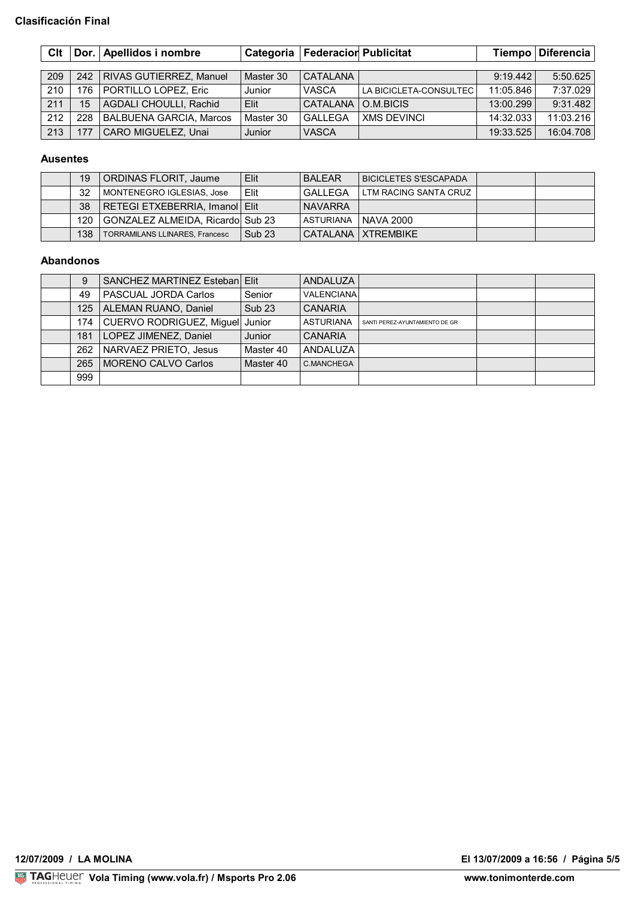**Clasificación Final**

| Clt | Dor. | Apellidos i nombre | Categoria | Federacion | Publicitat | Tiempo | Diferencia |
|---|---|---|---|---|---|---|---|
| 209 | 242 | RIVAS GUTIERREZ, Manuel | Master 30 | CATALANA | | 9:19.442 | 5:50.625 |
| 210 | 176 | PORTILLO LOPEZ, Eric | Junior | VASCA | LA BICICLETA-CONSULTEC | 11:05.846 | 7:37.029 |
| 211 | 15 | AGDALI CHOULLI, Rachid | Elit | CATALANA | O.M.BICIS | 13:00.299 | 9:31.482 |
| 212 | 228 | BALBUENA GARCIA, Marcos | Master 30 | GALLEGA | XMS DEVINCI | 14:32.033 | 11:03.216 |
| 213 | 177 | CARO MIGUELEZ, Unai | Junior | VASCA | | 19:33.525 | 16:04.708 |

**Ausentes**

| | | | | | | | |
|---|---|---|---|---|---|---|---|
| | 19 | ORDINAS FLORIT, Jaume | Elit | BALEAR | BICICLETES S'ESCAPADA | | |
| | 32 | MONTENEGRO IGLESIAS, Jose | Elit | GALLEGA | LTM RACING SANTA CRUZ | | |
| | 38 | RETEGI ETXEBERRIA, Imanol | Elit | NAVARRA | | | |
| | 120 | GONZALEZ ALMEIDA, Ricardo | Sub 23 | ASTURIANA | NAVA 2000 | | |
| | 138 | TORRAMILANS LLINARES, Francesc | Sub 23 | CATALANA | XTREMBIKE | | |

**Abandonos**

| | | | | | | | |
|---|---|---|---|---|---|---|---|
| | 9 | SANCHEZ MARTINEZ Esteban | Elit | ANDALUZA | | | |
| | 49 | PASCUAL JORDA Carlos | Senior | VALENCIANA | | | |
| | 125 | ALEMAN RUANO, Daniel | Sub 23 | CANARIA | | | |
| | 174 | CUERVO RODRIGUEZ, Miguel | Junior | ASTURIANA | SANTI PEREZ-AYUNTAMIENTO DE GR | | |
| | 181 | LOPEZ JIMENEZ, Daniel | Junior | CANARIA | | | |
| | 262 | NARVAEZ PRIETO, Jesus | Master 40 | ANDALUZA | | | |
| | 265 | MORENO CALVO Carlos | Master 40 | C.MANCHEGA | | | |
| | 999 | | | | | | |